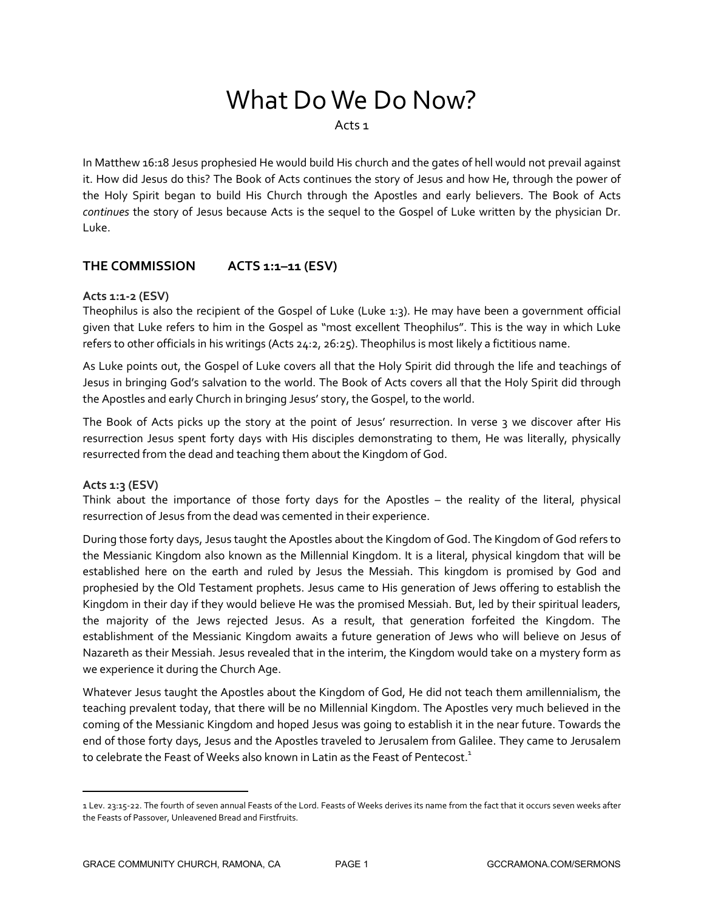# What Do We Do Now?

Acts 1

In Matthew 16:18 Jesus prophesied He would build His church and the gates of hell would not prevail against it. How did Jesus do this? The Book of Acts continues the story of Jesus and how He, through the power of the Holy Spirit began to build His Church through the Apostles and early believers. The Book of Acts *continues* the story of Jesus because Acts is the sequel to the Gospel of Luke written by the physician Dr. Luke.

## THE COMMISSION ACTS 1:1–11 (ESV)

### Acts 1:1-2 (ESV)

Theophilus is also the recipient of the Gospel of Luke (Luke 1:3). He may have been a government official given that Luke refers to him in the Gospel as "most excellent Theophilus". This is the way in which Luke refers to other officials in his writings (Acts 24:2, 26:25). Theophilus is most likely a fictitious name.

As Luke points out, the Gospel of Luke covers all that the Holy Spirit did through the life and teachings of Jesus in bringing God's salvation to the world. The Book of Acts covers all that the Holy Spirit did through the Apostles and early Church in bringing Jesus' story, the Gospel, to the world.

The Book of Acts picks up the story at the point of Jesus' resurrection. In verse 3 we discover after His resurrection Jesus spent forty days with His disciples demonstrating to them, He was literally, physically resurrected from the dead and teaching them about the Kingdom of God.

### Acts 1:3 (ESV)

Think about the importance of those forty days for the Apostles – the reality of the literal, physical resurrection of Jesus from the dead was cemented in their experience.

During those forty days, Jesus taught the Apostles about the Kingdom of God. The Kingdom of God refers to the Messianic Kingdom also known as the Millennial Kingdom. It is a literal, physical kingdom that will be established here on the earth and ruled by Jesus the Messiah. This kingdom is promised by God and prophesied by the Old Testament prophets. Jesus came to His generation of Jews offering to establish the Kingdom in their day if they would believe He was the promised Messiah. But, led by their spiritual leaders, the majority of the Jews rejected Jesus. As a result, that generation forfeited the Kingdom. The establishment of the Messianic Kingdom awaits a future generation of Jews who will believe on Jesus of Nazareth as their Messiah. Jesus revealed that in the interim, the Kingdom would take on a mystery form as we experience it during the Church Age.

Whatever Jesus taught the Apostles about the Kingdom of God, He did not teach them amillennialism, the teaching prevalent today, that there will be no Millennial Kingdom. The Apostles very much believed in the coming of the Messianic Kingdom and hoped Jesus was going to establish it in the near future. Towards the end of those forty days, Jesus and the Apostles traveled to Jerusalem from Galilee. They came to Jerusalem to celebrate the Feast of Weeks also known in Latin as the Feast of Pentecost.[1]

---

[1] Lev. 23:15-22. The fourth of seven annual Feasts of the Lord. Feasts of Weeks derives its name from the fact that it occurs seven weeks after the Feasts of Passover, Unleavened Bread and Firstfruits.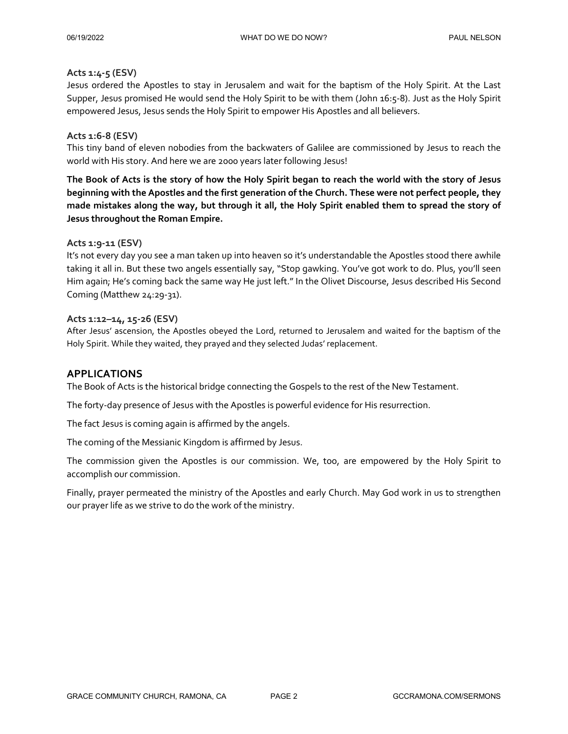**Acts 1:4-5 (ESV)**

Jesus ordered the Apostles to stay in Jerusalem and wait for the baptism of the Holy Spirit. At the Last Supper, Jesus promised He would send the Holy Spirit to be with them (John 16:5-8). Just as the Holy Spirit empowered Jesus, Jesus sends the Holy Spirit to empower His Apostles and all believers.

**Acts 1:6-8 (ESV)**

This tiny band of eleven nobodies from the backwaters of Galilee are commissioned by Jesus to reach the world with His story. And here we are 2000 years later following Jesus!

**The Book of Acts is the story of how the Holy Spirit began to reach the world with the story of Jesus beginning with the Apostles and the first generation of the Church. These were not perfect people, they made mistakes along the way, but through it all, the Holy Spirit enabled them to spread the story of Jesus throughout the Roman Empire.**

**Acts 1:9-11 (ESV)**

It's not every day you see a man taken up into heaven so it's understandable the Apostles stood there awhile taking it all in. But these two angels essentially say, "Stop gawking. You've got work to do. Plus, you'll seen Him again; He's coming back the same way He just left." In the Olivet Discourse, Jesus described His Second Coming (Matthew 24:29-31).

**Acts 1:12–14, 15-26 (ESV)**

After Jesus' ascension, the Apostles obeyed the Lord, returned to Jerusalem and waited for the baptism of the Holy Spirit. While they waited, they prayed and they selected Judas' replacement.

## APPLICATIONS

The Book of Acts is the historical bridge connecting the Gospels to the rest of the New Testament.

The forty-day presence of Jesus with the Apostles is powerful evidence for His resurrection.

The fact Jesus is coming again is affirmed by the angels.

The coming of the Messianic Kingdom is affirmed by Jesus.

The commission given the Apostles is our commission. We, too, are empowered by the Holy Spirit to accomplish our commission.

Finally, prayer permeated the ministry of the Apostles and early Church. May God work in us to strengthen our prayer life as we strive to do the work of the ministry.